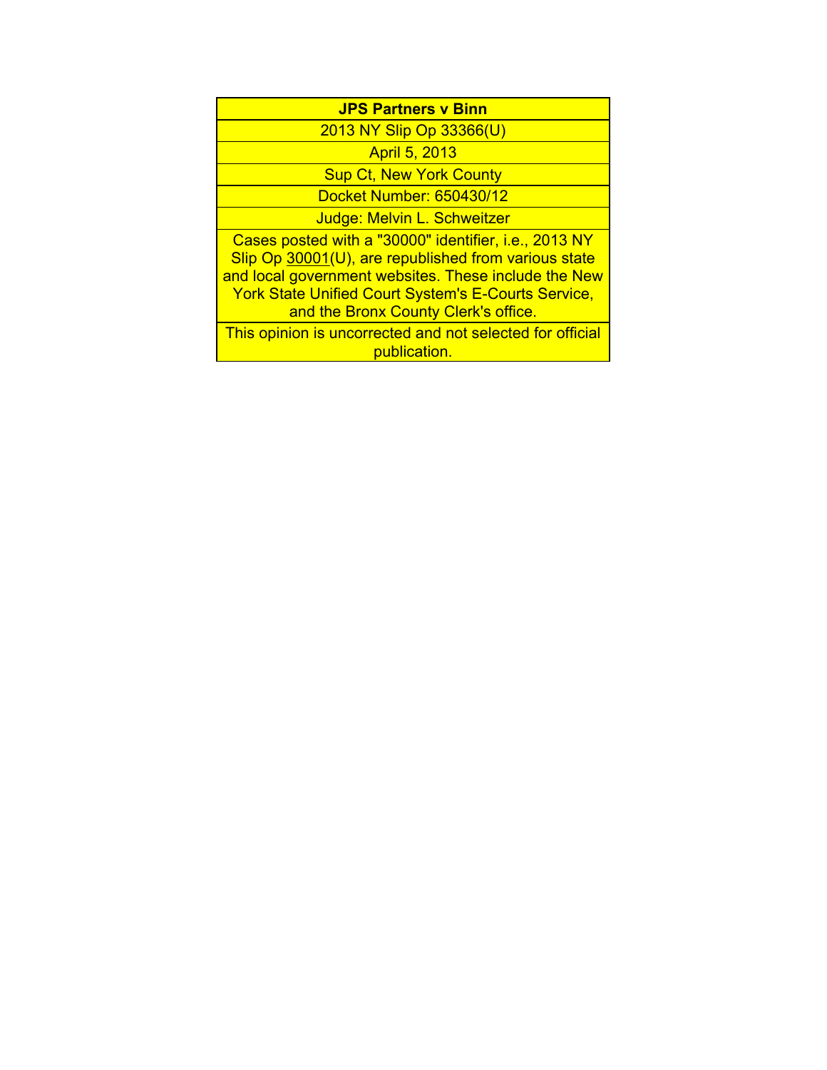**JPS Partners v Binn**

2013 NY Slip Op 33366(U)

April 5, 2013

Sup Ct, New York County

Docket Number: 650430/12

Judge: Melvin L. Schweitzer

Cases posted with a "30000" identifier, i.e., 2013 NY Slip Op 30001(U), are republished from various state and local government websites. These include the New York State Unified Court System's E-Courts Service, and the Bronx County Clerk's office.

This opinion is uncorrected and not selected for official publication.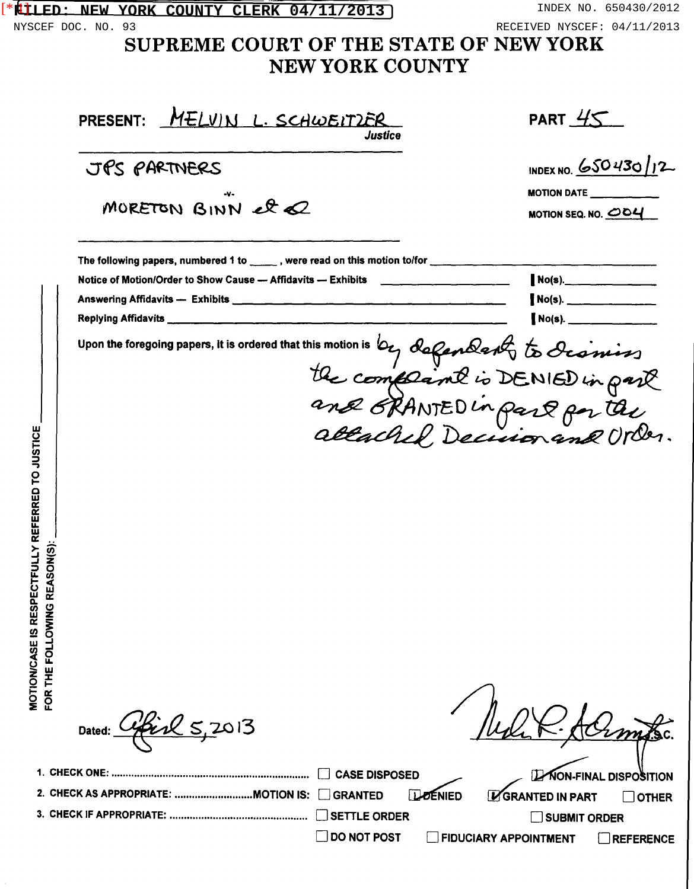FILED: NEW YORK COUNTY CLERK 04/11/2013 INDEX NO. 650430/2012

NYSCEF DOC. NO. 93 RECEIVED NYSCEF: 04/11/2013

# SUPREME COURT OF THE STATE OF NEW YORK
# NEW YORK COUNTY

**PRESENT:** MELVIN L. SCHWEITZER, *Justice*

**PART** 45

JPS PARTNERS

-v-

MORETON BINN et al

**INDEX NO.** 650430/12

**MOTION DATE** ____________

**MOTION SEQ. NO.** 004

The following papers, numbered 1 to _____, were read on this motion to/for ____________________

Notice of Motion/Order to Show Cause — Affidavits — Exhibits ____________ | No(s). ________

Answering Affidavits — Exhibits ____________ | No(s). ________

Replying Affidavits ____________ | No(s). ________

Upon the foregoing papers, it is ordered that this motion is by defendants to dismiss the complaint is DENIED in part and GRANTED in part per the attached Decision and Order.

MOTION/CASE IS RESPECTFULLY REFERRED TO JUSTICE ________ FOR THE FOLLOWING REASON(S): ________

Dated: April 5, 2013

_________________________, J.S.C.

1. CHECK ONE: ☐ CASE DISPOSED ☒ NON-FINAL DISPOSITION
2. CHECK AS APPROPRIATE: MOTION IS: ☐ GRANTED ☒ DENIED ☒ GRANTED IN PART ☐ OTHER
3. CHECK IF APPROPRIATE: ☐ SETTLE ORDER ☐ SUBMIT ORDER ☐ DO NOT POST ☐ FIDUCIARY APPOINTMENT ☐ REFERENCE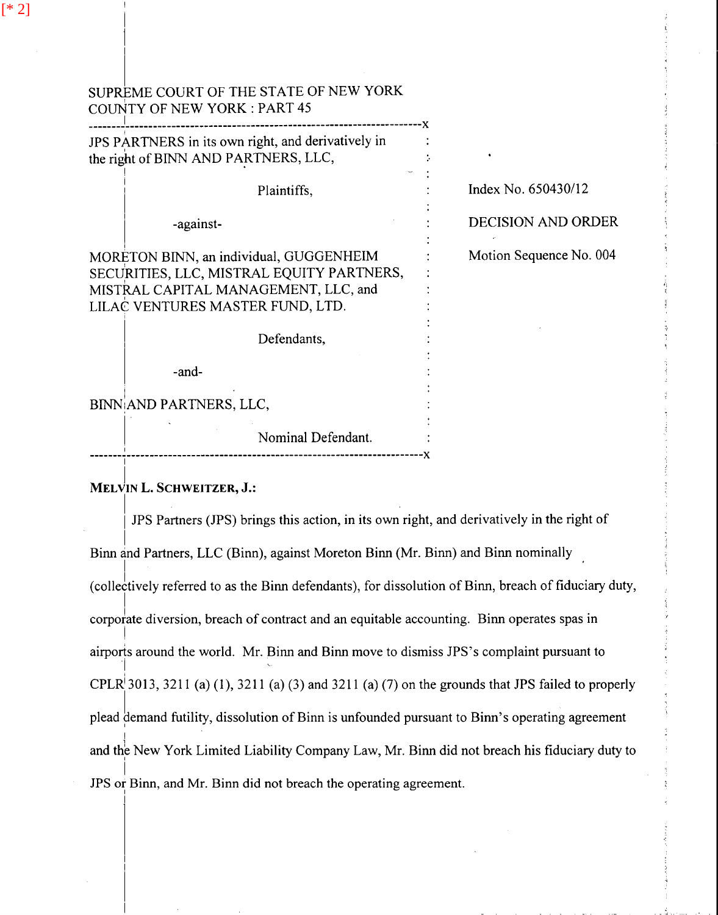SUPREME COURT OF THE STATE OF NEW YORK
COUNTY OF NEW YORK : PART 45

| | |
|---|---|
| JPS PARTNERS in its own right, and derivatively in the right of BINN AND PARTNERS, LLC, Plaintiffs, -against- MORETON BINN, an individual, GUGGENHEIM SECURITIES, LLC, MISTRAL EQUITY PARTNERS, MISTRAL CAPITAL MANAGEMENT, LLC, and LILAC VENTURES MASTER FUND, LTD. Defendants, -and- BINN AND PARTNERS, LLC, Nominal Defendant. | Index No. 650430/12<br><br>DECISION AND ORDER<br><br>Motion Sequence No. 004 |

**MELVIN L. SCHWEITZER, J.:**

JPS Partners (JPS) brings this action, in its own right, and derivatively in the right of Binn and Partners, LLC (Binn), against Moreton Binn (Mr. Binn) and Binn nominally (collectively referred to as the Binn defendants), for dissolution of Binn, breach of fiduciary duty, corporate diversion, breach of contract and an equitable accounting. Binn operates spas in airports around the world. Mr. Binn and Binn move to dismiss JPS's complaint pursuant to CPLR 3013, 3211 (a) (1), 3211 (a) (3) and 3211 (a) (7) on the grounds that JPS failed to properly plead demand futility, dissolution of Binn is unfounded pursuant to Binn's operating agreement and the New York Limited Liability Company Law, Mr. Binn did not breach his fiduciary duty to JPS or Binn, and Mr. Binn did not breach the operating agreement.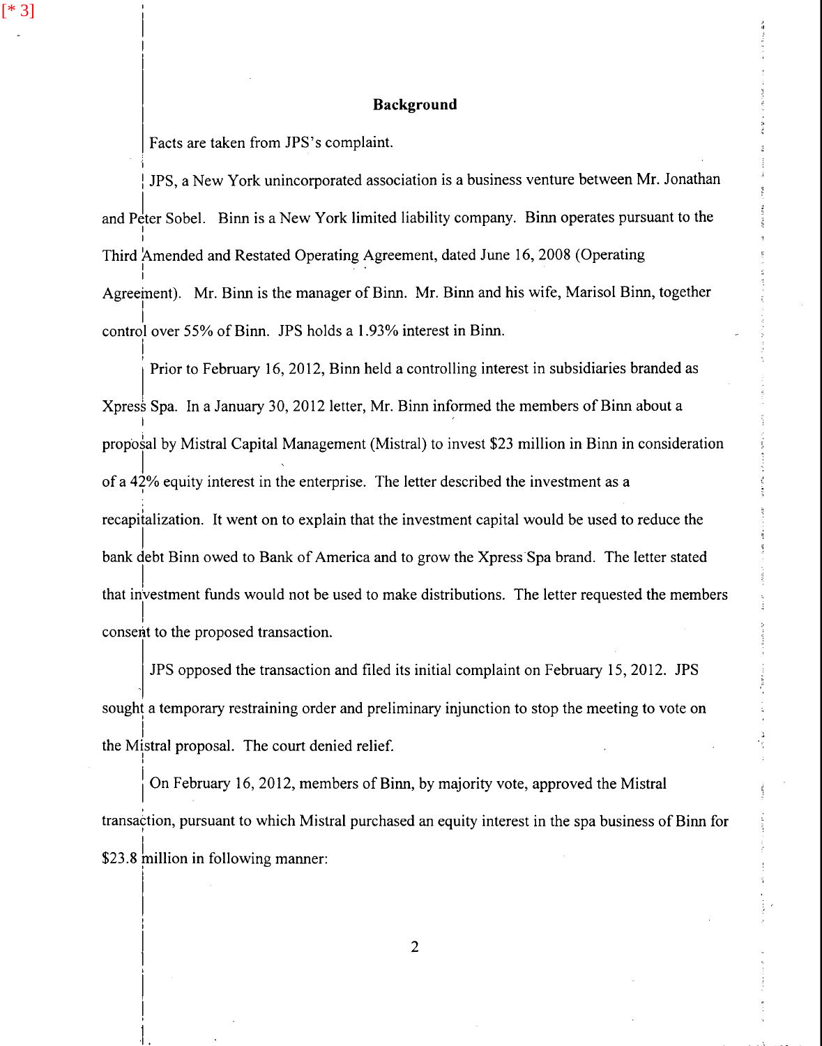[* 3]

## Background

Facts are taken from JPS's complaint.

JPS, a New York unincorporated association is a business venture between Mr. Jonathan and Peter Sobel. Binn is a New York limited liability company. Binn operates pursuant to the Third Amended and Restated Operating Agreement, dated June 16, 2008 (Operating Agreement). Mr. Binn is the manager of Binn. Mr. Binn and his wife, Marisol Binn, together control over 55% of Binn. JPS holds a 1.93% interest in Binn.

Prior to February 16, 2012, Binn held a controlling interest in subsidiaries branded as Xpress Spa. In a January 30, 2012 letter, Mr. Binn informed the members of Binn about a proposal by Mistral Capital Management (Mistral) to invest $23 million in Binn in consideration of a 42% equity interest in the enterprise. The letter described the investment as a recapitalization. It went on to explain that the investment capital would be used to reduce the bank debt Binn owed to Bank of America and to grow the Xpress Spa brand. The letter stated that investment funds would not be used to make distributions. The letter requested the members consent to the proposed transaction.

JPS opposed the transaction and filed its initial complaint on February 15, 2012. JPS sought a temporary restraining order and preliminary injunction to stop the meeting to vote on the Mistral proposal. The court denied relief.

On February 16, 2012, members of Binn, by majority vote, approved the Mistral transaction, pursuant to which Mistral purchased an equity interest in the spa business of Binn for $23.8 million in following manner: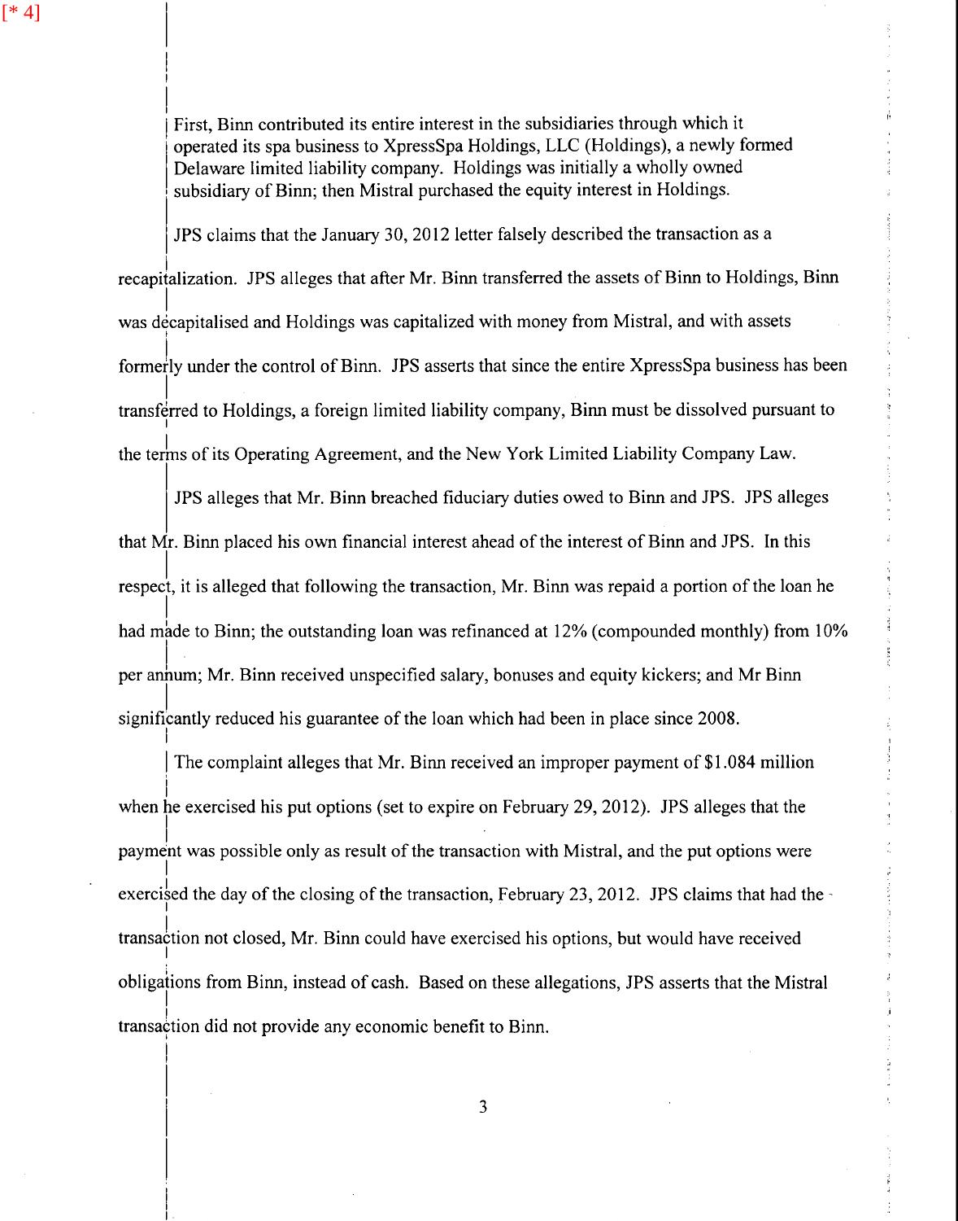[* 4]

> First, Binn contributed its entire interest in the subsidiaries through which it operated its spa business to XpressSpa Holdings, LLC (Holdings), a newly formed Delaware limited liability company. Holdings was initially a wholly owned subsidiary of Binn; then Mistral purchased the equity interest in Holdings.

JPS claims that the January 30, 2012 letter falsely described the transaction as a recapitalization. JPS alleges that after Mr. Binn transferred the assets of Binn to Holdings, Binn was decapitalised and Holdings was capitalized with money from Mistral, and with assets formerly under the control of Binn. JPS asserts that since the entire XpressSpa business has been transferred to Holdings, a foreign limited liability company, Binn must be dissolved pursuant to the terms of its Operating Agreement, and the New York Limited Liability Company Law.

JPS alleges that Mr. Binn breached fiduciary duties owed to Binn and JPS. JPS alleges that Mr. Binn placed his own financial interest ahead of the interest of Binn and JPS. In this respect, it is alleged that following the transaction, Mr. Binn was repaid a portion of the loan he had made to Binn; the outstanding loan was refinanced at 12% (compounded monthly) from 10% per annum; Mr. Binn received unspecified salary, bonuses and equity kickers; and Mr Binn significantly reduced his guarantee of the loan which had been in place since 2008.

The complaint alleges that Mr. Binn received an improper payment of $1.084 million when he exercised his put options (set to expire on February 29, 2012). JPS alleges that the payment was possible only as result of the transaction with Mistral, and the put options were exercised the day of the closing of the transaction, February 23, 2012. JPS claims that had the transaction not closed, Mr. Binn could have exercised his options, but would have received obligations from Binn, instead of cash. Based on these allegations, JPS asserts that the Mistral transaction did not provide any economic benefit to Binn.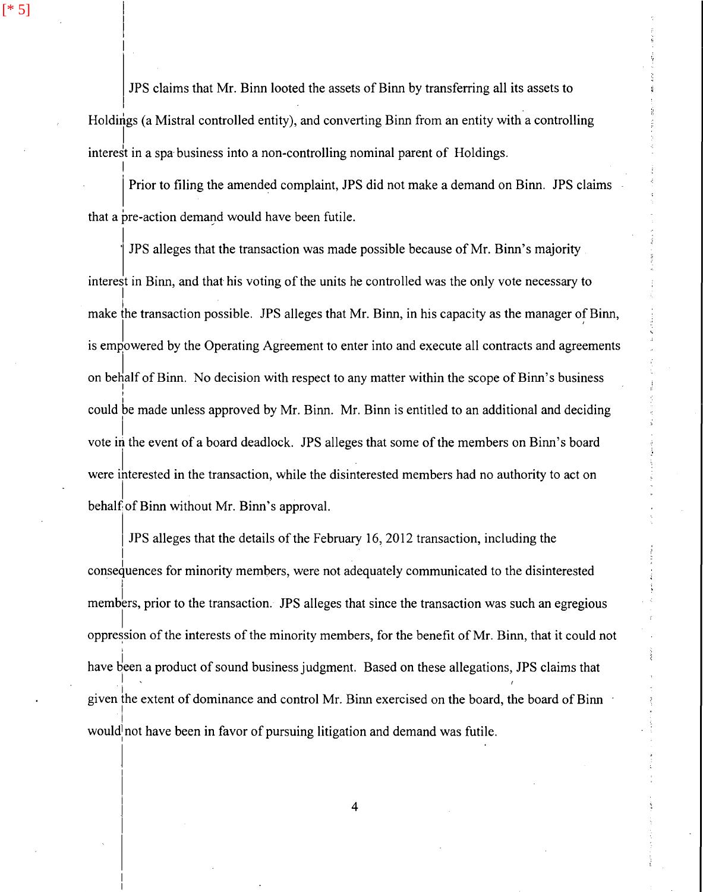JPS claims that Mr. Binn looted the assets of Binn by transferring all its assets to Holdings (a Mistral controlled entity), and converting Binn from an entity with a controlling interest in a spa business into a non-controlling nominal parent of Holdings.

Prior to filing the amended complaint, JPS did not make a demand on Binn. JPS claims that a pre-action demand would have been futile.

JPS alleges that the transaction was made possible because of Mr. Binn's majority interest in Binn, and that his voting of the units he controlled was the only vote necessary to make the transaction possible. JPS alleges that Mr. Binn, in his capacity as the manager of Binn, is empowered by the Operating Agreement to enter into and execute all contracts and agreements on behalf of Binn. No decision with respect to any matter within the scope of Binn's business could be made unless approved by Mr. Binn. Mr. Binn is entitled to an additional and deciding vote in the event of a board deadlock. JPS alleges that some of the members on Binn's board were interested in the transaction, while the disinterested members had no authority to act on behalf of Binn without Mr. Binn's approval.

JPS alleges that the details of the February 16, 2012 transaction, including the consequences for minority members, were not adequately communicated to the disinterested members, prior to the transaction. JPS alleges that since the transaction was such an egregious oppression of the interests of the minority members, for the benefit of Mr. Binn, that it could not have been a product of sound business judgment. Based on these allegations, JPS claims that given the extent of dominance and control Mr. Binn exercised on the board, the board of Binn would not have been in favor of pursuing litigation and demand was futile.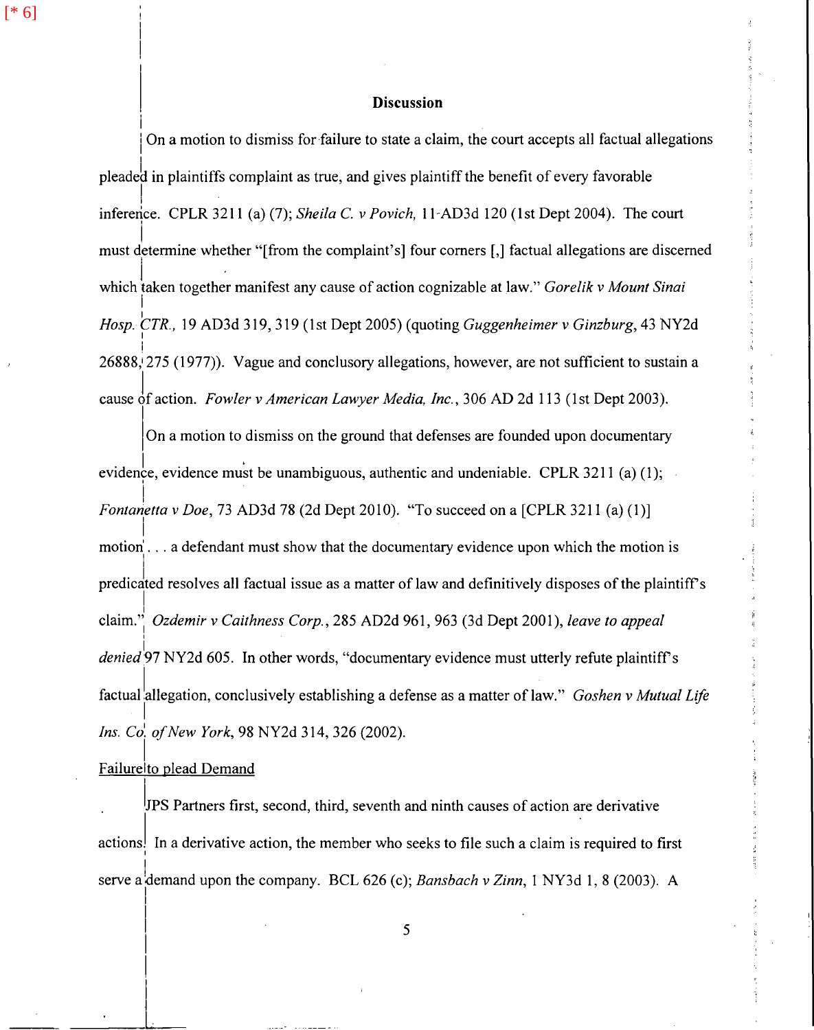[* 6]

## Discussion

On a motion to dismiss for failure to state a claim, the court accepts all factual allegations pleaded in plaintiffs complaint as true, and gives plaintiff the benefit of every favorable inference. CPLR 3211 (a) (7); *Sheila C. v Povich,* 11-AD3d 120 (1st Dept 2004). The court must determine whether "[from the complaint's] four corners [,] factual allegations are discerned which taken together manifest any cause of action cognizable at law." *Gorelik v Mount Sinai Hosp. CTR.,* 19 AD3d 319, 319 (1st Dept 2005) (quoting *Guggenheimer v Ginzburg*, 43 NY2d 26888, 275 (1977)). Vague and conclusory allegations, however, are not sufficient to sustain a cause of action. *Fowler v American Lawyer Media, Inc.*, 306 AD 2d 113 (1st Dept 2003).

On a motion to dismiss on the ground that defenses are founded upon documentary evidence, evidence must be unambiguous, authentic and undeniable. CPLR 3211 (a) (1); *Fontanetta v Doe*, 73 AD3d 78 (2d Dept 2010). "To succeed on a [CPLR 3211 (a) (1)] motion . . . a defendant must show that the documentary evidence upon which the motion is predicated resolves all factual issue as a matter of law and definitively disposes of the plaintiff's claim." *Ozdemir v Caithness Corp.*, 285 AD2d 961, 963 (3d Dept 2001), *leave to appeal denied* 97 NY2d 605. In other words, "documentary evidence must utterly refute plaintiff's factual allegation, conclusively establishing a defense as a matter of law." *Goshen v Mutual Life Ins. Co. of New York*, 98 NY2d 314, 326 (2002).

Failure to plead Demand

JPS Partners first, second, third, seventh and ninth causes of action are derivative actions. In a derivative action, the member who seeks to file such a claim is required to first serve a demand upon the company. BCL 626 (c); *Bansbach v Zinn*, 1 NY3d 1, 8 (2003). A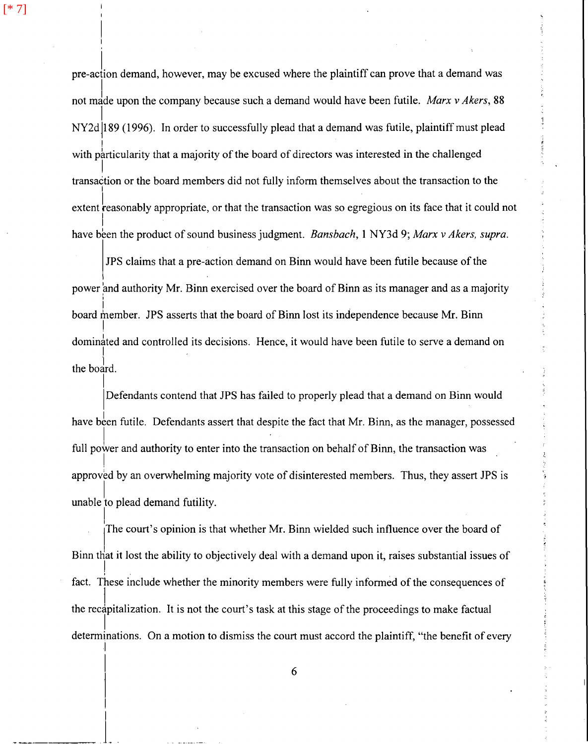[* 7]

pre-action demand, however, may be excused where the plaintiff can prove that a demand was not made upon the company because such a demand would have been futile. *Marx v Akers*, 88 NY2d 189 (1996). In order to successfully plead that a demand was futile, plaintiff must plead with particularity that a majority of the board of directors was interested in the challenged transaction or the board members did not fully inform themselves about the transaction to the extent reasonably appropriate, or that the transaction was so egregious on its face that it could not have been the product of sound business judgment. *Bansbach*, 1 NY3d 9; *Marx v Akers, supra*.

JPS claims that a pre-action demand on Binn would have been futile because of the power and authority Mr. Binn exercised over the board of Binn as its manager and as a majority board member. JPS asserts that the board of Binn lost its independence because Mr. Binn dominated and controlled its decisions. Hence, it would have been futile to serve a demand on the board.

Defendants contend that JPS has failed to properly plead that a demand on Binn would have been futile. Defendants assert that despite the fact that Mr. Binn, as the manager, possessed full power and authority to enter into the transaction on behalf of Binn, the transaction was approved by an overwhelming majority vote of disinterested members. Thus, they assert JPS is unable to plead demand futility.

The court's opinion is that whether Mr. Binn wielded such influence over the board of Binn that it lost the ability to objectively deal with a demand upon it, raises substantial issues of fact. These include whether the minority members were fully informed of the consequences of the recapitalization. It is not the court's task at this stage of the proceedings to make factual determinations. On a motion to dismiss the court must accord the plaintiff, "the benefit of every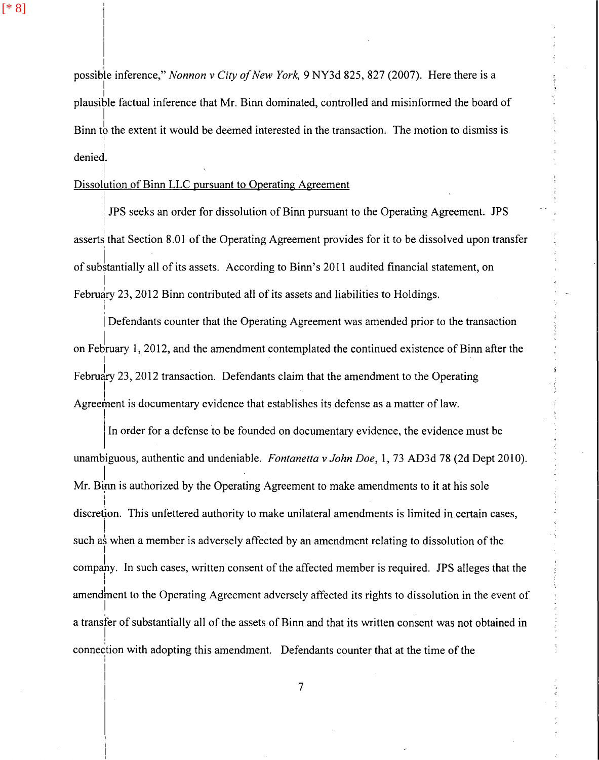possible inference," *Nonnon v City of New York,* 9 NY3d 825, 827 (2007). Here there is a plausible factual inference that Mr. Binn dominated, controlled and misinformed the board of Binn to the extent it would be deemed interested in the transaction. The motion to dismiss is denied.

<u>Dissolution of Binn LLC pursuant to Operating Agreement</u>

JPS seeks an order for dissolution of Binn pursuant to the Operating Agreement. JPS asserts that Section 8.01 of the Operating Agreement provides for it to be dissolved upon transfer of substantially all of its assets. According to Binn's 2011 audited financial statement, on February 23, 2012 Binn contributed all of its assets and liabilities to Holdings.

Defendants counter that the Operating Agreement was amended prior to the transaction on February 1, 2012, and the amendment contemplated the continued existence of Binn after the February 23, 2012 transaction. Defendants claim that the amendment to the Operating Agreement is documentary evidence that establishes its defense as a matter of law.

In order for a defense to be founded on documentary evidence, the evidence must be unambiguous, authentic and undeniable. *Fontanetta v John Doe*, 1, 73 AD3d 78 (2d Dept 2010). Mr. Binn is authorized by the Operating Agreement to make amendments to it at his sole discretion. This unfettered authority to make unilateral amendments is limited in certain cases, such as when a member is adversely affected by an amendment relating to dissolution of the company. In such cases, written consent of the affected member is required. JPS alleges that the amendment to the Operating Agreement adversely affected its rights to dissolution in the event of a transfer of substantially all of the assets of Binn and that its written consent was not obtained in connection with adopting this amendment. Defendants counter that at the time of the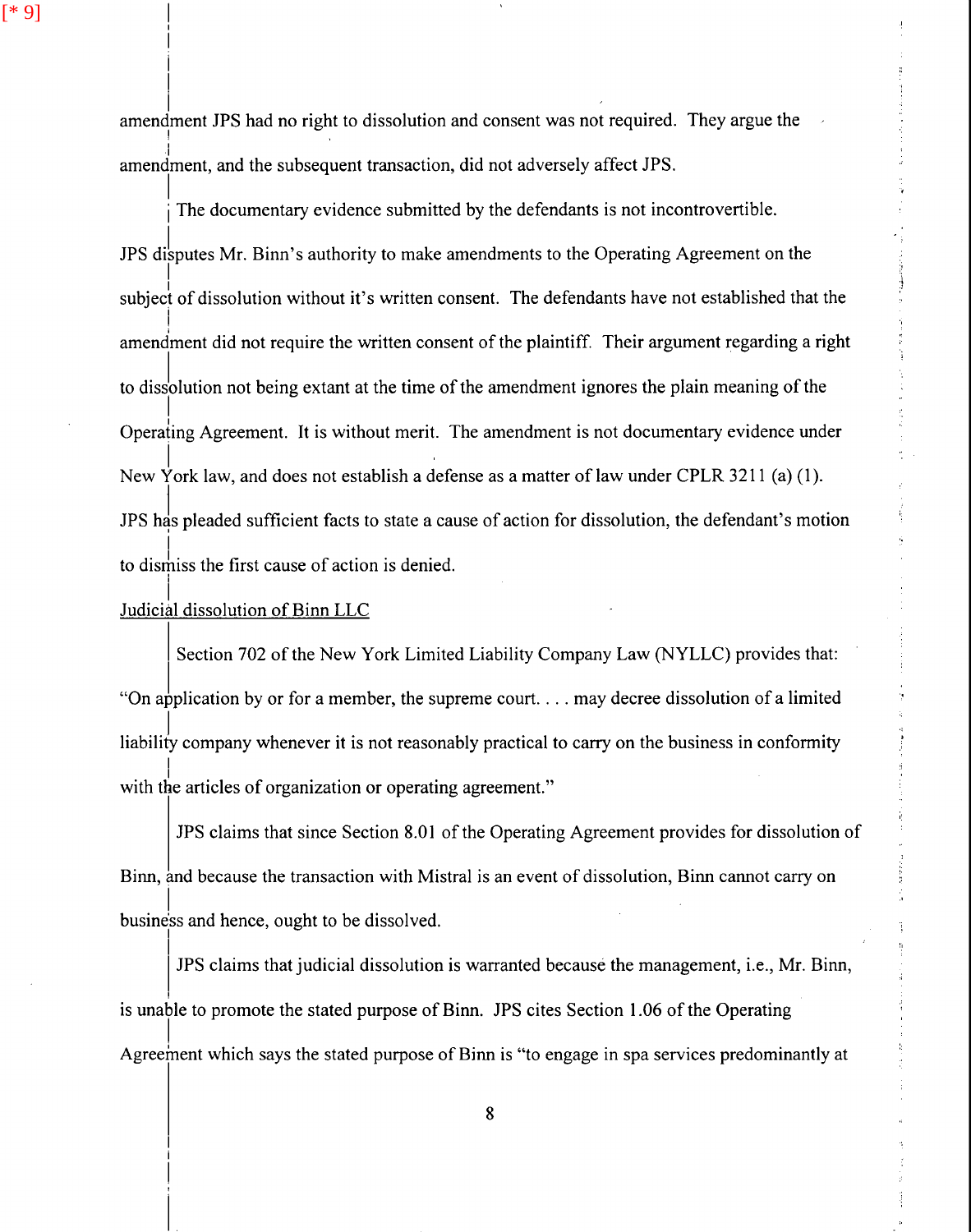amendment JPS had no right to dissolution and consent was not required. They argue the amendment, and the subsequent transaction, did not adversely affect JPS.

The documentary evidence submitted by the defendants is not incontrovertible. JPS disputes Mr. Binn's authority to make amendments to the Operating Agreement on the subject of dissolution without it's written consent. The defendants have not established that the amendment did not require the written consent of the plaintiff. Their argument regarding a right to dissolution not being extant at the time of the amendment ignores the plain meaning of the Operating Agreement. It is without merit. The amendment is not documentary evidence under New York law, and does not establish a defense as a matter of law under CPLR 3211 (a) (1). JPS has pleaded sufficient facts to state a cause of action for dissolution, the defendant's motion to dismiss the first cause of action is denied.

<u>Judicial dissolution of Binn LLC</u>

Section 702 of the New York Limited Liability Company Law (NYLLC) provides that: "On application by or for a member, the supreme court. . . . may decree dissolution of a limited liability company whenever it is not reasonably practical to carry on the business in conformity with the articles of organization or operating agreement."

JPS claims that since Section 8.01 of the Operating Agreement provides for dissolution of Binn, and because the transaction with Mistral is an event of dissolution, Binn cannot carry on business and hence, ought to be dissolved.

JPS claims that judicial dissolution is warranted because the management, i.e., Mr. Binn, is unable to promote the stated purpose of Binn. JPS cites Section 1.06 of the Operating Agreement which says the stated purpose of Binn is "to engage in spa services predominantly at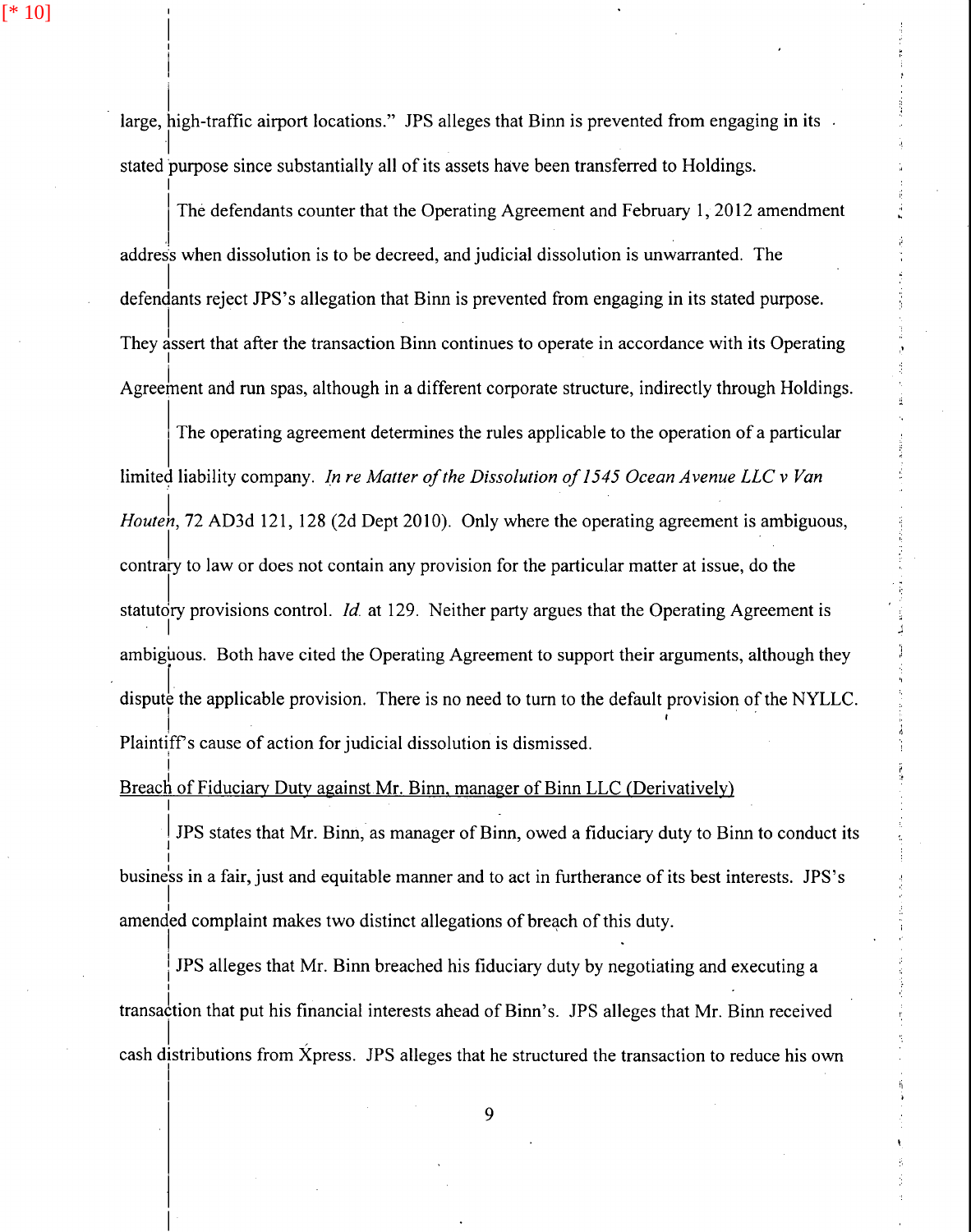large, high-traffic airport locations." JPS alleges that Binn is prevented from engaging in its stated purpose since substantially all of its assets have been transferred to Holdings.

The defendants counter that the Operating Agreement and February 1, 2012 amendment address when dissolution is to be decreed, and judicial dissolution is unwarranted. The defendants reject JPS's allegation that Binn is prevented from engaging in its stated purpose. They assert that after the transaction Binn continues to operate in accordance with its Operating Agreement and run spas, although in a different corporate structure, indirectly through Holdings.

The operating agreement determines the rules applicable to the operation of a particular limited liability company. *In re Matter of the Dissolution of 1545 Ocean Avenue LLC v Van Houten*, 72 AD3d 121, 128 (2d Dept 2010). Only where the operating agreement is ambiguous, contrary to law or does not contain any provision for the particular matter at issue, do the statutory provisions control. *Id.* at 129. Neither party argues that the Operating Agreement is ambiguous. Both have cited the Operating Agreement to support their arguments, although they dispute the applicable provision. There is no need to turn to the default provision of the NYLLC. Plaintiff's cause of action for judicial dissolution is dismissed.

<u>Breach of Fiduciary Duty against Mr. Binn, manager of Binn LLC (Derivatively)</u>

JPS states that Mr. Binn, as manager of Binn, owed a fiduciary duty to Binn to conduct its business in a fair, just and equitable manner and to act in furtherance of its best interests. JPS's amended complaint makes two distinct allegations of breach of this duty.

JPS alleges that Mr. Binn breached his fiduciary duty by negotiating and executing a transaction that put his financial interests ahead of Binn's. JPS alleges that Mr. Binn received cash distributions from Xpress. JPS alleges that he structured the transaction to reduce his own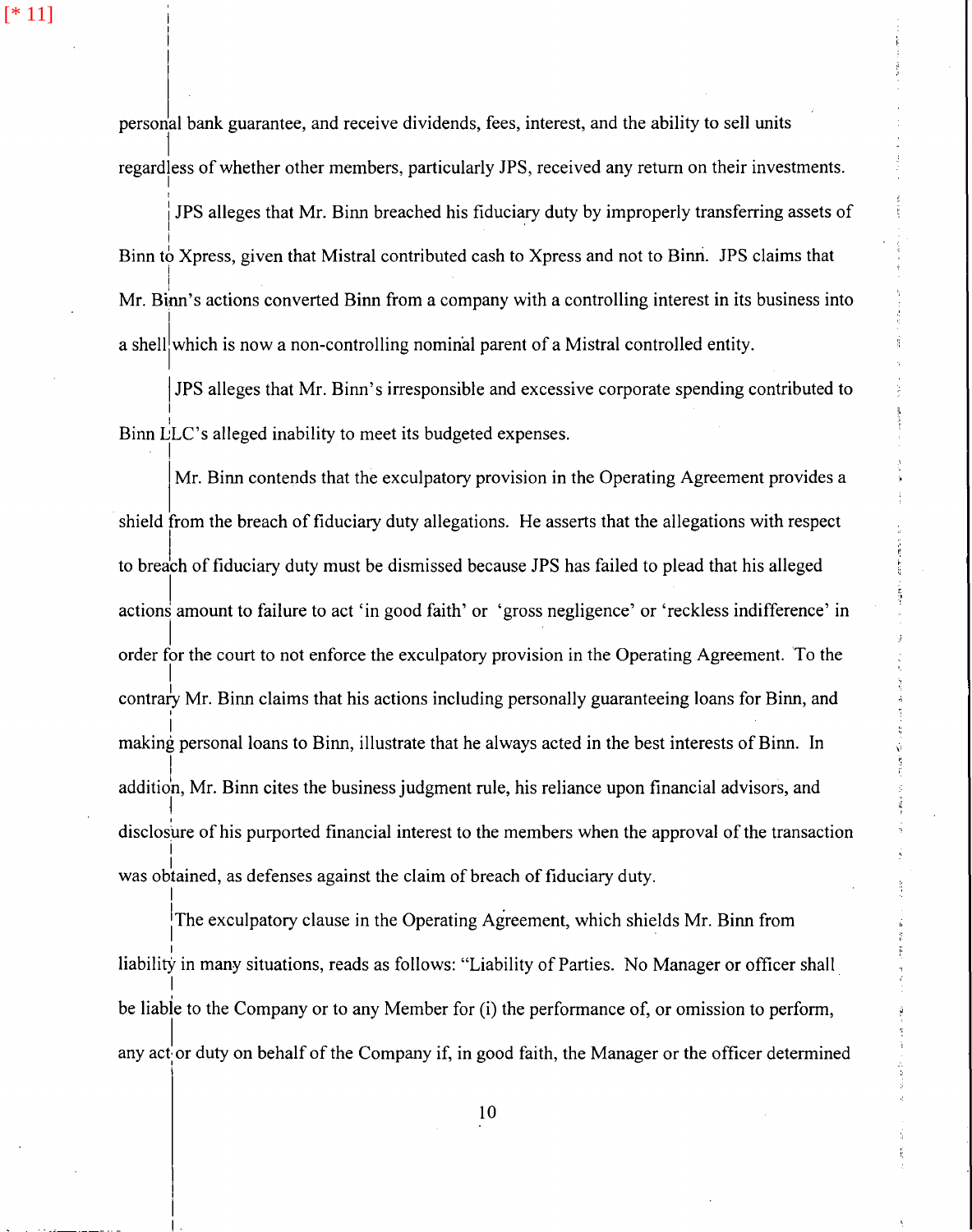[* 11]

personal bank guarantee, and receive dividends, fees, interest, and the ability to sell units regardless of whether other members, particularly JPS, received any return on their investments.

JPS alleges that Mr. Binn breached his fiduciary duty by improperly transferring assets of Binn to Xpress, given that Mistral contributed cash to Xpress and not to Binn. JPS claims that Mr. Binn's actions converted Binn from a company with a controlling interest in its business into a shell which is now a non-controlling nominal parent of a Mistral controlled entity.

JPS alleges that Mr. Binn's irresponsible and excessive corporate spending contributed to Binn LLC's alleged inability to meet its budgeted expenses.

Mr. Binn contends that the exculpatory provision in the Operating Agreement provides a shield from the breach of fiduciary duty allegations. He asserts that the allegations with respect to breach of fiduciary duty must be dismissed because JPS has failed to plead that his alleged actions amount to failure to act 'in good faith' or 'gross negligence' or 'reckless indifference' in order for the court to not enforce the exculpatory provision in the Operating Agreement. To the contrary Mr. Binn claims that his actions including personally guaranteeing loans for Binn, and making personal loans to Binn, illustrate that he always acted in the best interests of Binn. In addition, Mr. Binn cites the business judgment rule, his reliance upon financial advisors, and disclosure of his purported financial interest to the members when the approval of the transaction was obtained, as defenses against the claim of breach of fiduciary duty.

The exculpatory clause in the Operating Agreement, which shields Mr. Binn from liability in many situations, reads as follows: "Liability of Parties. No Manager or officer shall be liable to the Company or to any Member for (i) the performance of, or omission to perform, any act or duty on behalf of the Company if, in good faith, the Manager or the officer determined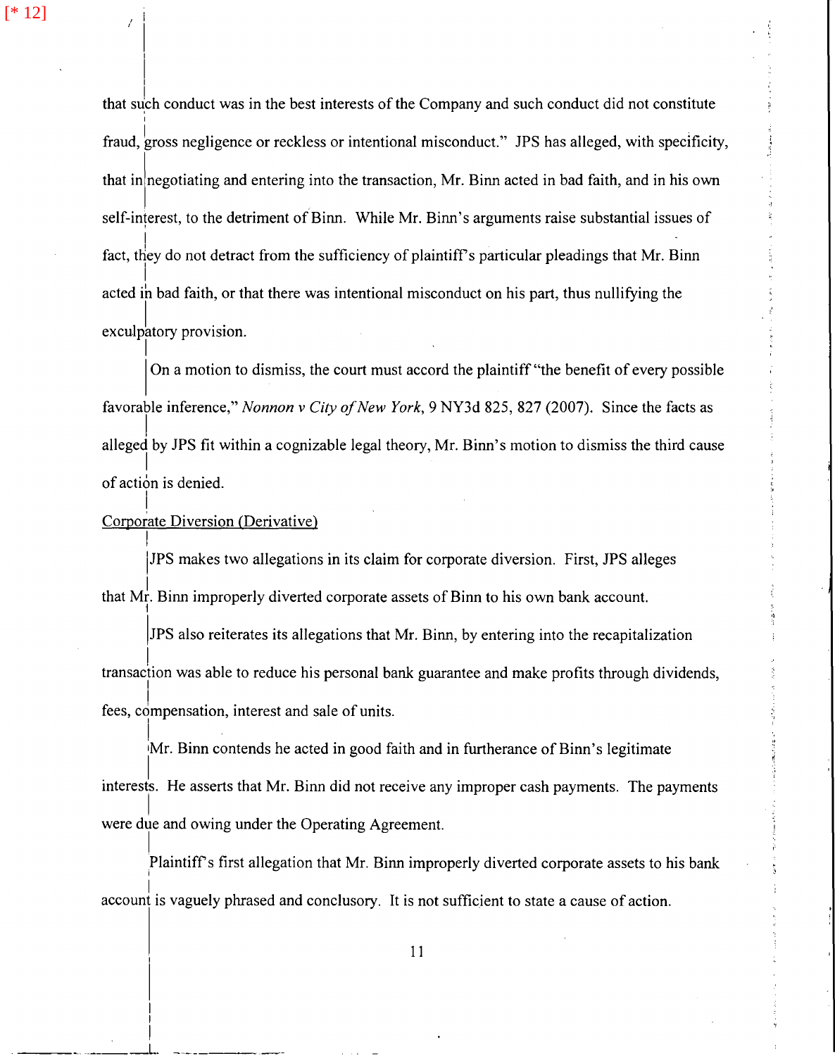that such conduct was in the best interests of the Company and such conduct did not constitute fraud, gross negligence or reckless or intentional misconduct." JPS has alleged, with specificity, that in negotiating and entering into the transaction, Mr. Binn acted in bad faith, and in his own self-interest, to the detriment of Binn. While Mr. Binn's arguments raise substantial issues of fact, they do not detract from the sufficiency of plaintiff's particular pleadings that Mr. Binn acted in bad faith, or that there was intentional misconduct on his part, thus nullifying the exculpatory provision.

On a motion to dismiss, the court must accord the plaintiff "the benefit of every possible favorable inference," *Nonnon v City of New York*, 9 NY3d 825, 827 (2007). Since the facts as alleged by JPS fit within a cognizable legal theory, Mr. Binn's motion to dismiss the third cause of action is denied.

Corporate Diversion (Derivative)

JPS makes two allegations in its claim for corporate diversion. First, JPS alleges that Mr. Binn improperly diverted corporate assets of Binn to his own bank account.

JPS also reiterates its allegations that Mr. Binn, by entering into the recapitalization transaction was able to reduce his personal bank guarantee and make profits through dividends, fees, compensation, interest and sale of units.

Mr. Binn contends he acted in good faith and in furtherance of Binn's legitimate interests. He asserts that Mr. Binn did not receive any improper cash payments. The payments were due and owing under the Operating Agreement.

Plaintiff's first allegation that Mr. Binn improperly diverted corporate assets to his bank account is vaguely phrased and conclusory. It is not sufficient to state a cause of action.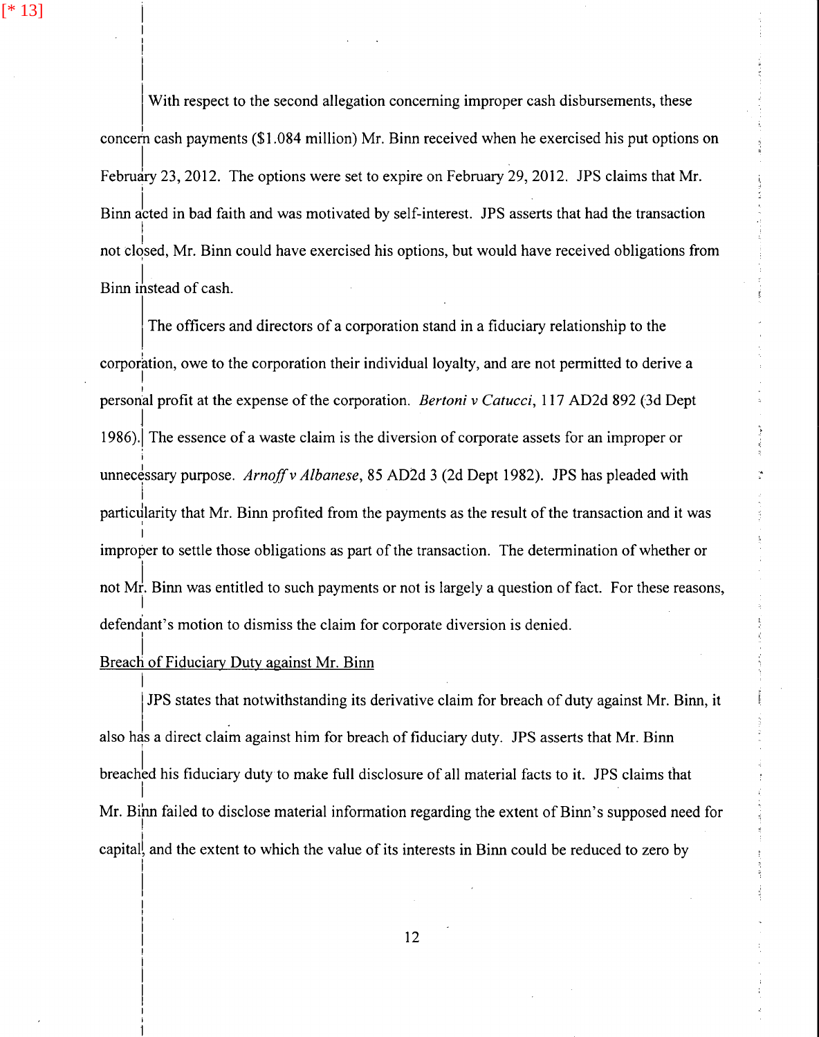With respect to the second allegation concerning improper cash disbursements, these concern cash payments ($1.084 million) Mr. Binn received when he exercised his put options on February 23, 2012. The options were set to expire on February 29, 2012. JPS claims that Mr. Binn acted in bad faith and was motivated by self-interest. JPS asserts that had the transaction not closed, Mr. Binn could have exercised his options, but would have received obligations from Binn instead of cash.

The officers and directors of a corporation stand in a fiduciary relationship to the corporation, owe to the corporation their individual loyalty, and are not permitted to derive a personal profit at the expense of the corporation. *Bertoni v Catucci*, 117 AD2d 892 (3d Dept 1986). The essence of a waste claim is the diversion of corporate assets for an improper or unnecessary purpose. *Arnoff v Albanese*, 85 AD2d 3 (2d Dept 1982). JPS has pleaded with particularity that Mr. Binn profited from the payments as the result of the transaction and it was improper to settle those obligations as part of the transaction. The determination of whether or not Mr. Binn was entitled to such payments or not is largely a question of fact. For these reasons, defendant's motion to dismiss the claim for corporate diversion is denied.

Breach of Fiduciary Duty against Mr. Binn

JPS states that notwithstanding its derivative claim for breach of duty against Mr. Binn, it also has a direct claim against him for breach of fiduciary duty. JPS asserts that Mr. Binn breached his fiduciary duty to make full disclosure of all material facts to it. JPS claims that Mr. Binn failed to disclose material information regarding the extent of Binn's supposed need for capital, and the extent to which the value of its interests in Binn could be reduced to zero by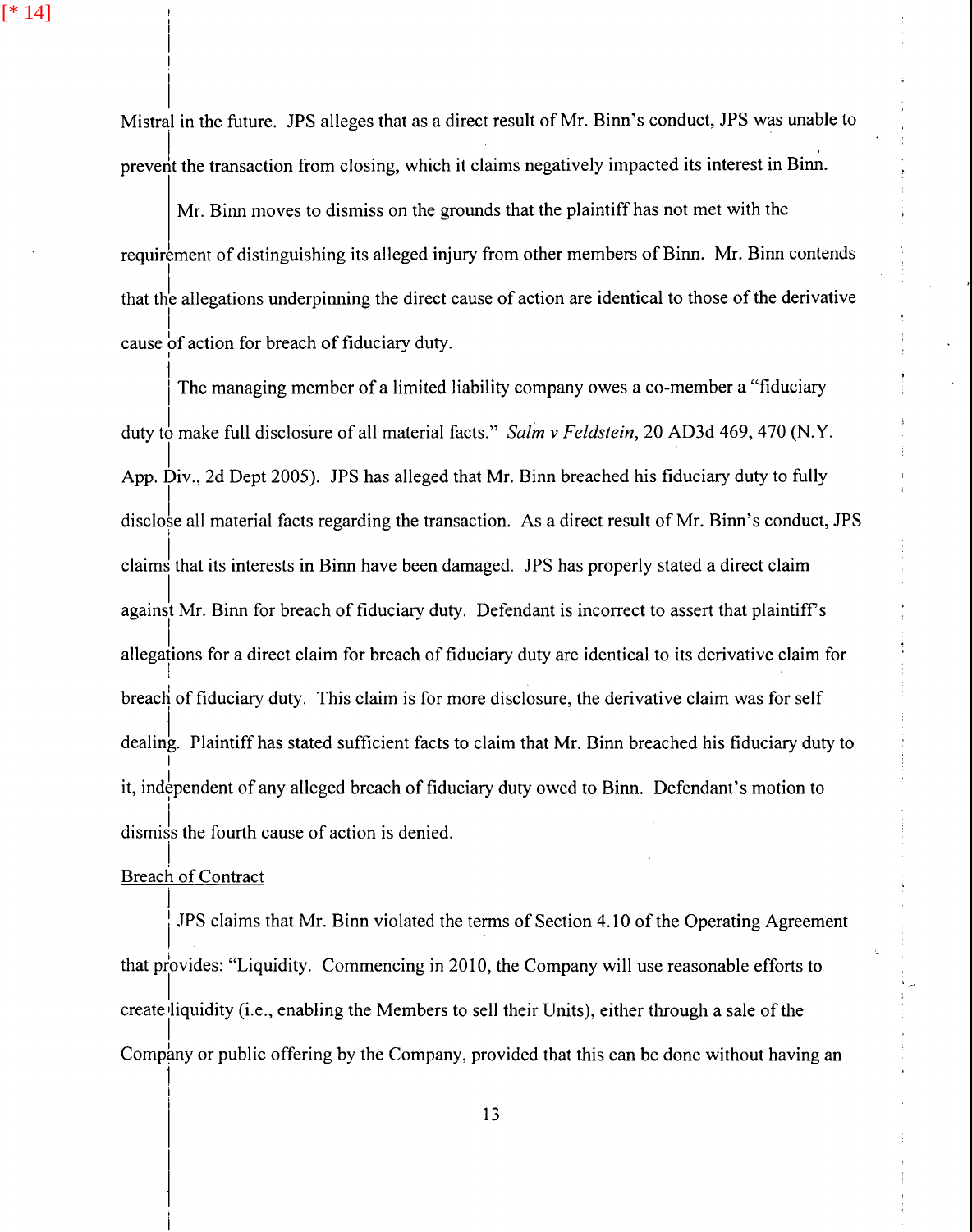Mistral in the future. JPS alleges that as a direct result of Mr. Binn's conduct, JPS was unable to prevent the transaction from closing, which it claims negatively impacted its interest in Binn.

Mr. Binn moves to dismiss on the grounds that the plaintiff has not met with the requirement of distinguishing its alleged injury from other members of Binn. Mr. Binn contends that the allegations underpinning the direct cause of action are identical to those of the derivative cause of action for breach of fiduciary duty.

The managing member of a limited liability company owes a co-member a "fiduciary duty to make full disclosure of all material facts." *Salm v Feldstein*, 20 AD3d 469, 470 (N.Y. App. Div., 2d Dept 2005). JPS has alleged that Mr. Binn breached his fiduciary duty to fully disclose all material facts regarding the transaction. As a direct result of Mr. Binn's conduct, JPS claims that its interests in Binn have been damaged. JPS has properly stated a direct claim against Mr. Binn for breach of fiduciary duty. Defendant is incorrect to assert that plaintiff's allegations for a direct claim for breach of fiduciary duty are identical to its derivative claim for breach of fiduciary duty. This claim is for more disclosure, the derivative claim was for self dealing. Plaintiff has stated sufficient facts to claim that Mr. Binn breached his fiduciary duty to it, independent of any alleged breach of fiduciary duty owed to Binn. Defendant's motion to dismiss the fourth cause of action is denied.

## Breach of Contract

JPS claims that Mr. Binn violated the terms of Section 4.10 of the Operating Agreement that provides: "Liquidity. Commencing in 2010, the Company will use reasonable efforts to create liquidity (i.e., enabling the Members to sell their Units), either through a sale of the Company or public offering by the Company, provided that this can be done without having an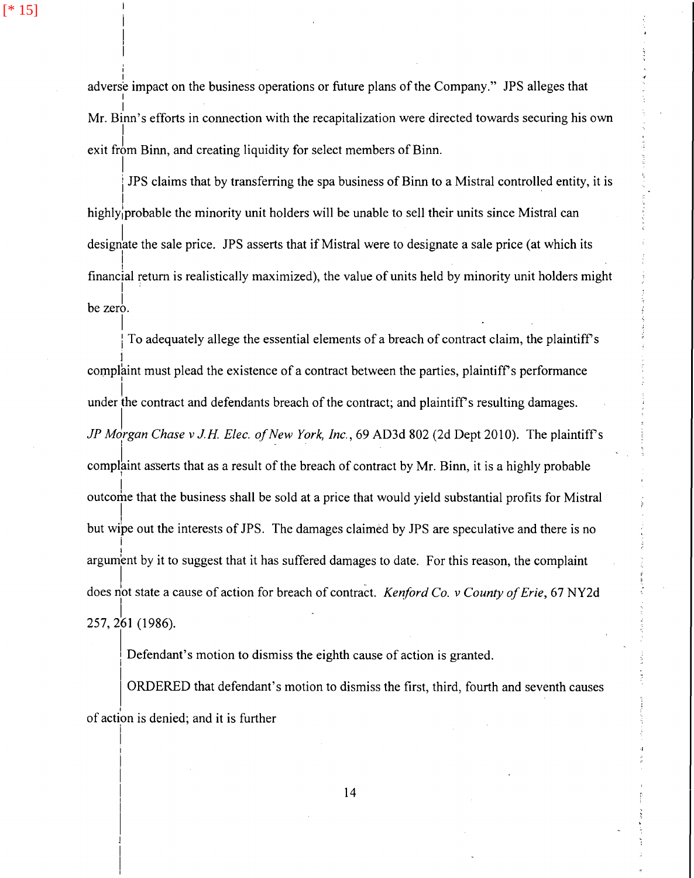adverse impact on the business operations or future plans of the Company." JPS alleges that Mr. Binn's efforts in connection with the recapitalization were directed towards securing his own exit from Binn, and creating liquidity for select members of Binn.

JPS claims that by transferring the spa business of Binn to a Mistral controlled entity, it is highly probable the minority unit holders will be unable to sell their units since Mistral can designate the sale price. JPS asserts that if Mistral were to designate a sale price (at which its financial return is realistically maximized), the value of units held by minority unit holders might be zero.

To adequately allege the essential elements of a breach of contract claim, the plaintiff's complaint must plead the existence of a contract between the parties, plaintiff's performance under the contract and defendants breach of the contract; and plaintiff's resulting damages. *JP Morgan Chase v J.H. Elec. of New York, Inc.*, 69 AD3d 802 (2d Dept 2010). The plaintiff's complaint asserts that as a result of the breach of contract by Mr. Binn, it is a highly probable outcome that the business shall be sold at a price that would yield substantial profits for Mistral but wipe out the interests of JPS. The damages claimed by JPS are speculative and there is no argument by it to suggest that it has suffered damages to date. For this reason, the complaint does not state a cause of action for breach of contract. *Kenford Co. v County of Erie*, 67 NY2d 257, 261 (1986).

Defendant's motion to dismiss the eighth cause of action is granted.

ORDERED that defendant's motion to dismiss the first, third, fourth and seventh causes of action is denied; and it is further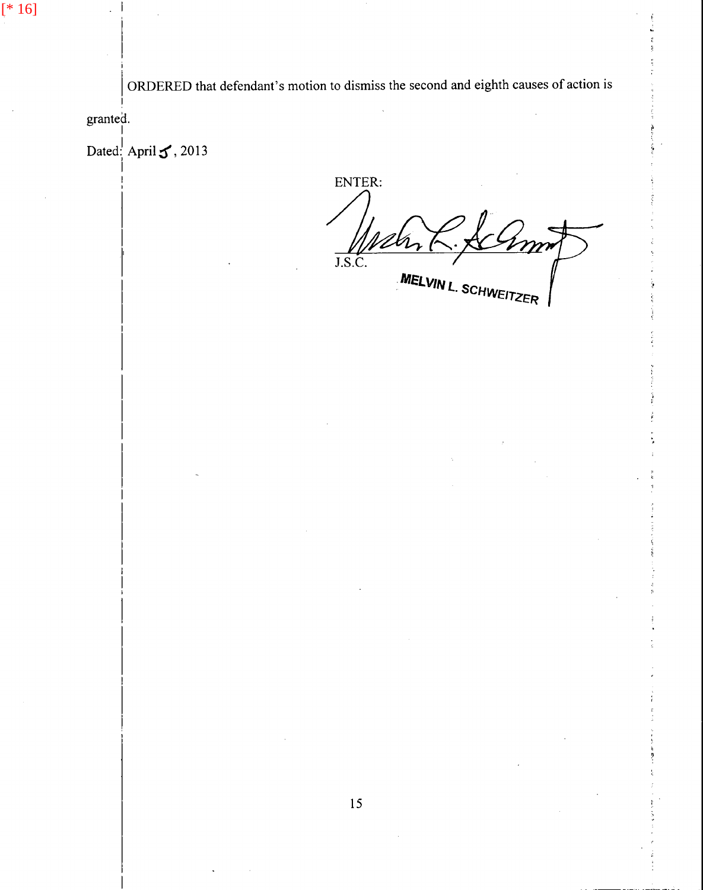ORDERED that defendant's motion to dismiss the second and eighth causes of action is granted.

Dated: April 5, 2013

ENTER:

J.S.C.

MELVIN L. SCHWEITZER